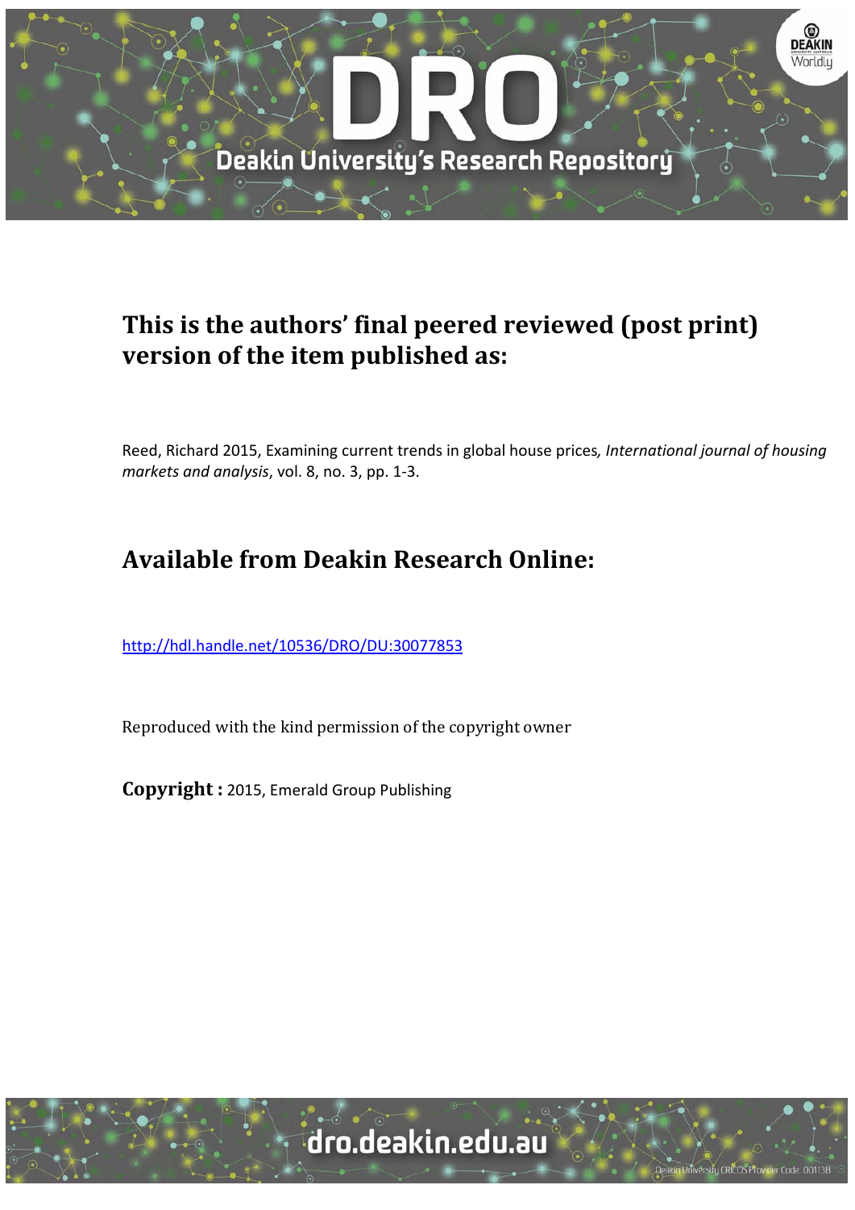# This is the authors' final peered reviewed (post print) version of the item published as:

Reed, Richard 2015, Examining current trends in global house prices*, International journal of housing markets and analysis*, vol. 8, no. 3, pp. 1-3.

# Available from Deakin Research Online:

http://hdl.handle.net/10536/DRO/DU:30077853

Reproduced with the kind permission of the copyright owner

**Copyright :** 2015, Emerald Group Publishing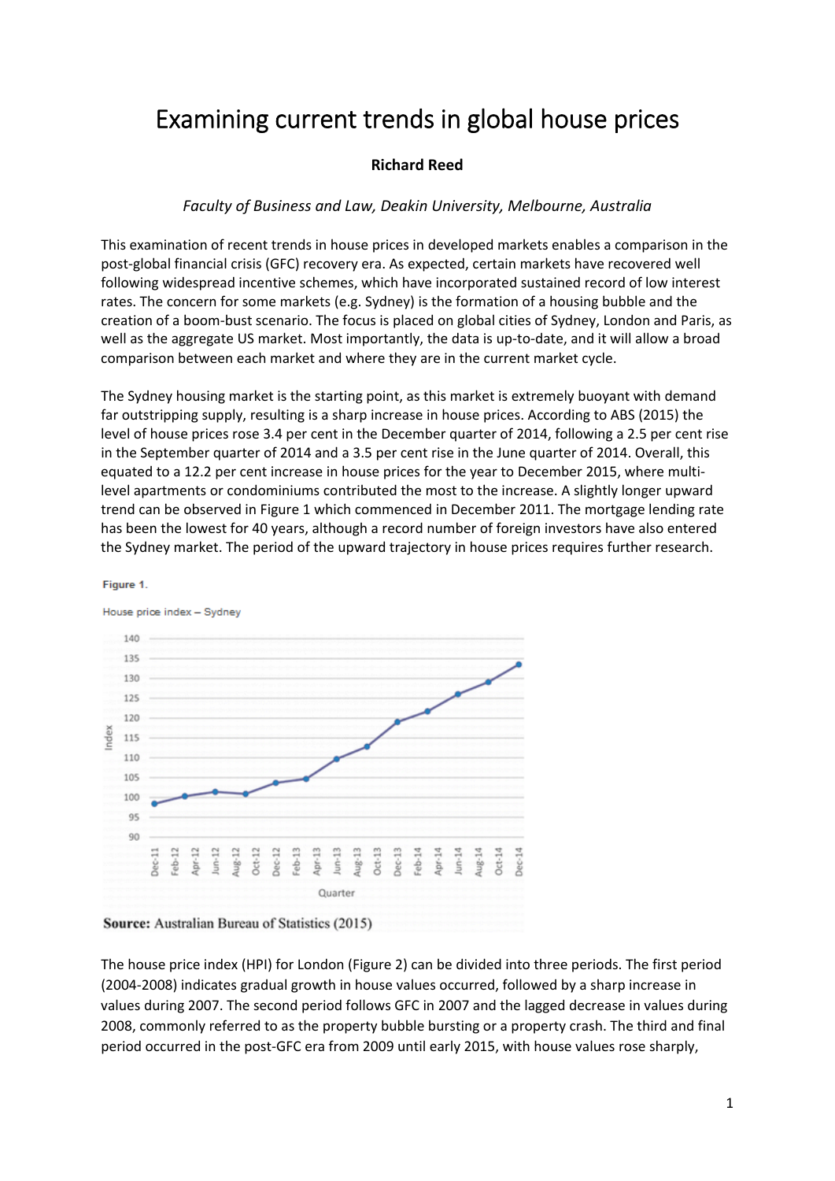# Examining current trends in global house prices

**Richard Reed**

*Faculty of Business and Law, Deakin University, Melbourne, Australia*

This examination of recent trends in house prices in developed markets enables a comparison in the post-global financial crisis (GFC) recovery era. As expected, certain markets have recovered well following widespread incentive schemes, which have incorporated sustained record of low interest rates. The concern for some markets (e.g. Sydney) is the formation of a housing bubble and the creation of a boom-bust scenario. The focus is placed on global cities of Sydney, London and Paris, as well as the aggregate US market. Most importantly, the data is up-to-date, and it will allow a broad comparison between each market and where they are in the current market cycle.

The Sydney housing market is the starting point, as this market is extremely buoyant with demand far outstripping supply, resulting is a sharp increase in house prices. According to ABS (2015) the level of house prices rose 3.4 per cent in the December quarter of 2014, following a 2.5 per cent rise in the September quarter of 2014 and a 3.5 per cent rise in the June quarter of 2014. Overall, this equated to a 12.2 per cent increase in house prices for the year to December 2015, where multi-level apartments or condominiums contributed the most to the increase. A slightly longer upward trend can be observed in Figure 1 which commenced in December 2011. The mortgage lending rate has been the lowest for 40 years, although a record number of foreign investors have also entered the Sydney market. The period of the upward trajectory in house prices requires further research.

**Figure 1.**

House price index – Sydney

**Source:** Australian Bureau of Statistics (2015)

The house price index (HPI) for London (Figure 2) can be divided into three periods. The first period (2004-2008) indicates gradual growth in house values occurred, followed by a sharp increase in values during 2007. The second period follows GFC in 2007 and the lagged decrease in values during 2008, commonly referred to as the property bubble bursting or a property crash. The third and final period occurred in the post-GFC era from 2009 until early 2015, with house values rose sharply,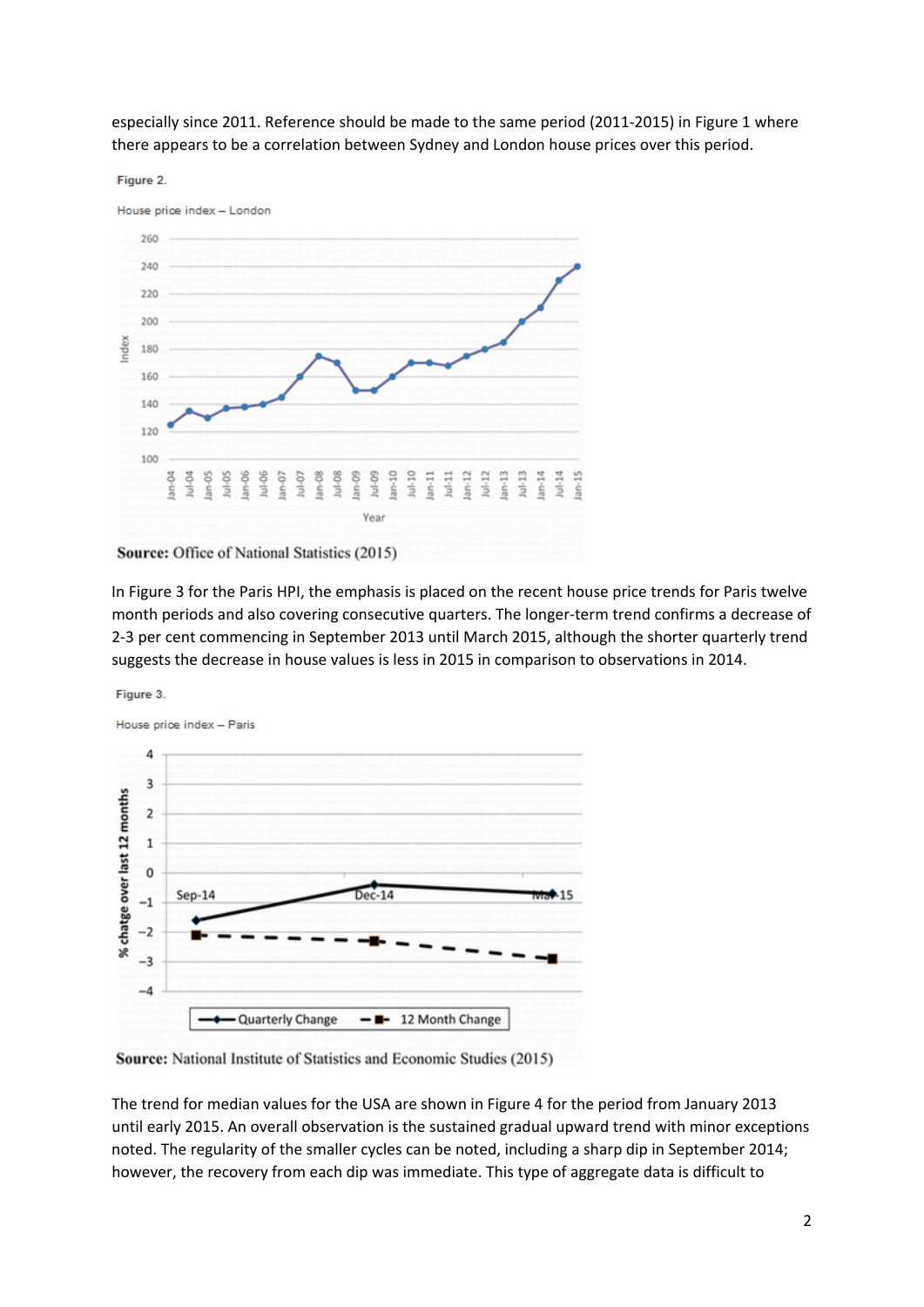especially since 2011. Reference should be made to the same period (2011-2015) in Figure 1 where there appears to be a correlation between Sydney and London house prices over this period.

Figure 2.

House price index – London

Source: Office of National Statistics (2015)

In Figure 3 for the Paris HPI, the emphasis is placed on the recent house price trends for Paris twelve month periods and also covering consecutive quarters. The longer-term trend confirms a decrease of 2-3 per cent commencing in September 2013 until March 2015, although the shorter quarterly trend suggests the decrease in house values is less in 2015 in comparison to observations in 2014.

Figure 3.

House price index – Paris

Source: National Institute of Statistics and Economic Studies (2015)

The trend for median values for the USA are shown in Figure 4 for the period from January 2013 until early 2015. An overall observation is the sustained gradual upward trend with minor exceptions noted. The regularity of the smaller cycles can be noted, including a sharp dip in September 2014; however, the recovery from each dip was immediate. This type of aggregate data is difficult to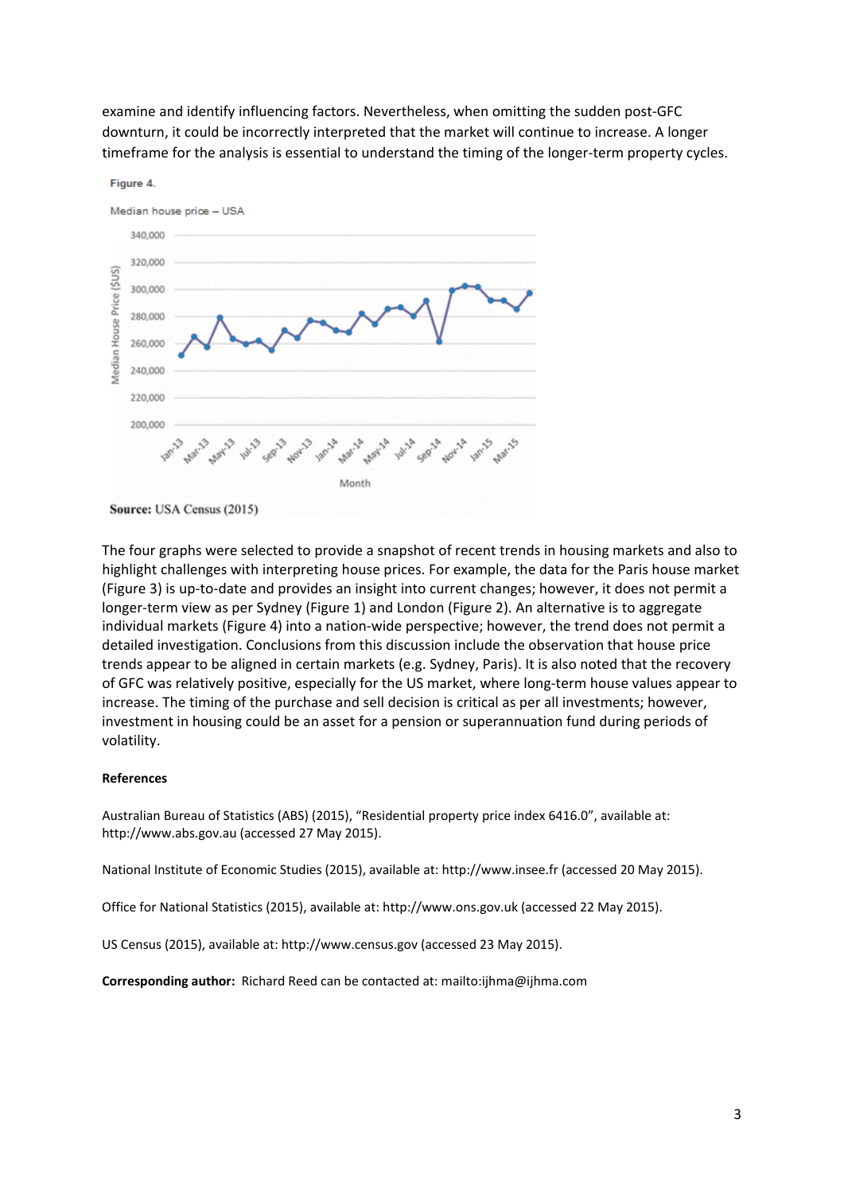examine and identify influencing factors. Nevertheless, when omitting the sudden post-GFC downturn, it could be incorrectly interpreted that the market will continue to increase. A longer timeframe for the analysis is essential to understand the timing of the longer-term property cycles.

Figure 4.

Median house price – USA

340,000
320,000
300,000
280,000
260,000
240,000
220,000
200,000

Median House Price ($US)

Jan-13 Mar-13 May-13 Jul-13 Sep-13 Nov-13 Jan-14 Mar-14 May-14 Jul-14 Sep-14 Nov-14 Jan-15 Mar-15

Month

**Source:** USA Census (2015)

The four graphs were selected to provide a snapshot of recent trends in housing markets and also to highlight challenges with interpreting house prices. For example, the data for the Paris house market (Figure 3) is up-to-date and provides an insight into current changes; however, it does not permit a longer-term view as per Sydney (Figure 1) and London (Figure 2). An alternative is to aggregate individual markets (Figure 4) into a nation-wide perspective; however, the trend does not permit a detailed investigation. Conclusions from this discussion include the observation that house price trends appear to be aligned in certain markets (e.g. Sydney, Paris). It is also noted that the recovery of GFC was relatively positive, especially for the US market, where long-term house values appear to increase. The timing of the purchase and sell decision is critical as per all investments; however, investment in housing could be an asset for a pension or superannuation fund during periods of volatility.

**References**

Australian Bureau of Statistics (ABS) (2015), "Residential property price index 6416.0", available at: http://www.abs.gov.au (accessed 27 May 2015).

National Institute of Economic Studies (2015), available at: http://www.insee.fr (accessed 20 May 2015).

Office for National Statistics (2015), available at: http://www.ons.gov.uk (accessed 22 May 2015).

US Census (2015), available at: http://www.census.gov (accessed 23 May 2015).

**Corresponding author:** Richard Reed can be contacted at: mailto:ijhma@ijhma.com